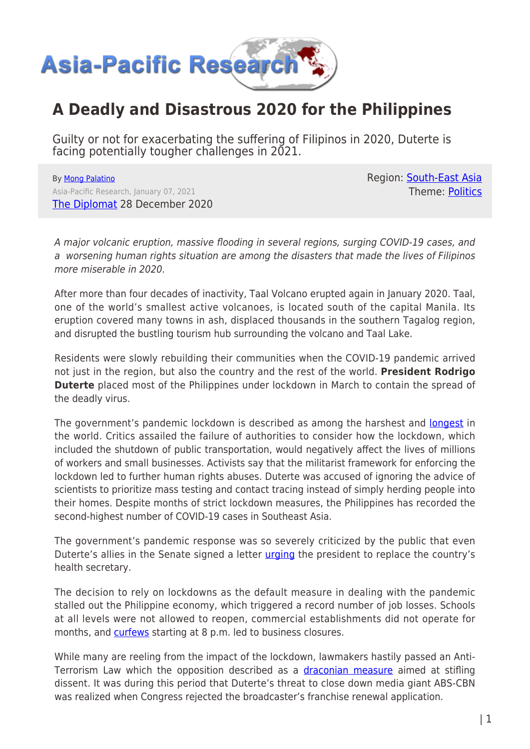# A Deadly and Disastrous 2020 for the Philippines

Guilty or not for exacerbating the suffering of Filipinos in 2020, Duterte is facing potentially tougher challenges in 2021.

By Mong Palatino
Asia-Pacific Research, January 07, 2021
The Diplomat 28 December 2020

Region: South-East Asia
Theme: Politics

*A major volcanic eruption, massive flooding in several regions, surging COVID-19 cases, and a worsening human rights situation are among the disasters that made the lives of Filipinos more miserable in 2020.*

After more than four decades of inactivity, Taal Volcano erupted again in January 2020. Taal, one of the world's smallest active volcanoes, is located south of the capital Manila. Its eruption covered many towns in ash, displaced thousands in the southern Tagalog region, and disrupted the bustling tourism hub surrounding the volcano and Taal Lake.

Residents were slowly rebuilding their communities when the COVID-19 pandemic arrived not just in the region, but also the country and the rest of the world. **President Rodrigo Duterte** placed most of the Philippines under lockdown in March to contain the spread of the deadly virus.

The government's pandemic lockdown is described as among the harshest and longest in the world. Critics assailed the failure of authorities to consider how the lockdown, which included the shutdown of public transportation, would negatively affect the lives of millions of workers and small businesses. Activists say that the militarist framework for enforcing the lockdown led to further human rights abuses. Duterte was accused of ignoring the advice of scientists to prioritize mass testing and contact tracing instead of simply herding people into their homes. Despite months of strict lockdown measures, the Philippines has recorded the second-highest number of COVID-19 cases in Southeast Asia.

The government's pandemic response was so severely criticized by the public that even Duterte's allies in the Senate signed a letter urging the president to replace the country's health secretary.

The decision to rely on lockdowns as the default measure in dealing with the pandemic stalled out the Philippine economy, which triggered a record number of job losses. Schools at all levels were not allowed to reopen, commercial establishments did not operate for months, and curfews starting at 8 p.m. led to business closures.

While many are reeling from the impact of the lockdown, lawmakers hastily passed an Anti-Terrorism Law which the opposition described as a draconian measure aimed at stifling dissent. It was during this period that Duterte's threat to close down media giant ABS-CBN was realized when Congress rejected the broadcaster's franchise renewal application.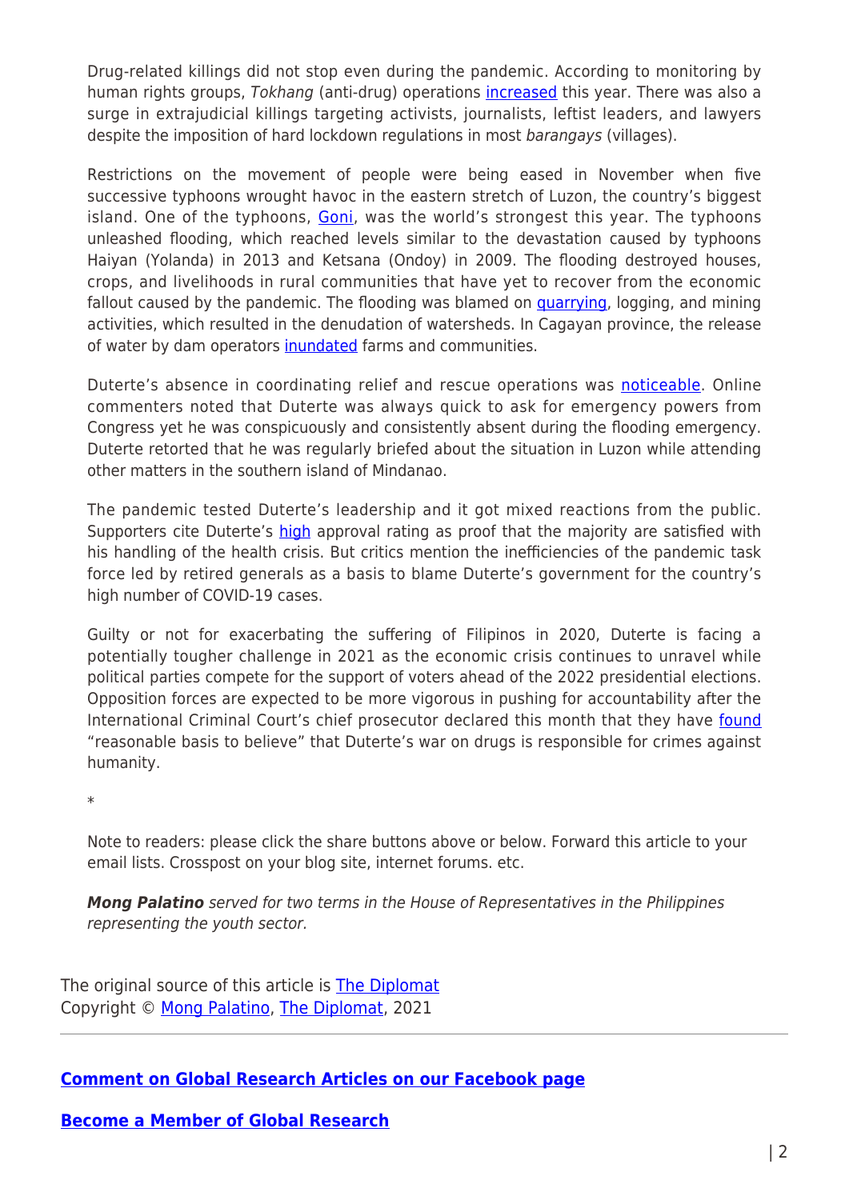Drug-related killings did not stop even during the pandemic. According to monitoring by human rights groups, *Tokhang* (anti-drug) operations increased this year. There was also a surge in extrajudicial killings targeting activists, journalists, leftist leaders, and lawyers despite the imposition of hard lockdown regulations in most *barangays* (villages).

Restrictions on the movement of people were being eased in November when five successive typhoons wrought havoc in the eastern stretch of Luzon, the country's biggest island. One of the typhoons, Goni, was the world's strongest this year. The typhoons unleashed flooding, which reached levels similar to the devastation caused by typhoons Haiyan (Yolanda) in 2013 and Ketsana (Ondoy) in 2009. The flooding destroyed houses, crops, and livelihoods in rural communities that have yet to recover from the economic fallout caused by the pandemic. The flooding was blamed on quarrying, logging, and mining activities, which resulted in the denudation of watersheds. In Cagayan province, the release of water by dam operators inundated farms and communities.

Duterte's absence in coordinating relief and rescue operations was noticeable. Online commenters noted that Duterte was always quick to ask for emergency powers from Congress yet he was conspicuously and consistently absent during the flooding emergency. Duterte retorted that he was regularly briefed about the situation in Luzon while attending other matters in the southern island of Mindanao.

The pandemic tested Duterte's leadership and it got mixed reactions from the public. Supporters cite Duterte's high approval rating as proof that the majority are satisfied with his handling of the health crisis. But critics mention the inefficiencies of the pandemic task force led by retired generals as a basis to blame Duterte's government for the country's high number of COVID-19 cases.

Guilty or not for exacerbating the suffering of Filipinos in 2020, Duterte is facing a potentially tougher challenge in 2021 as the economic crisis continues to unravel while political parties compete for the support of voters ahead of the 2022 presidential elections. Opposition forces are expected to be more vigorous in pushing for accountability after the International Criminal Court's chief prosecutor declared this month that they have found "reasonable basis to believe" that Duterte's war on drugs is responsible for crimes against humanity.

*

Note to readers: please click the share buttons above or below. Forward this article to your email lists. Crosspost on your blog site, internet forums. etc.

***Mong Palatino*** *served for two terms in the House of Representatives in the Philippines representing the youth sector.*

The original source of this article is The Diplomat
Copyright © Mong Palatino, The Diplomat, 2021

---

**Comment on Global Research Articles on our Facebook page**

**Become a Member of Global Research**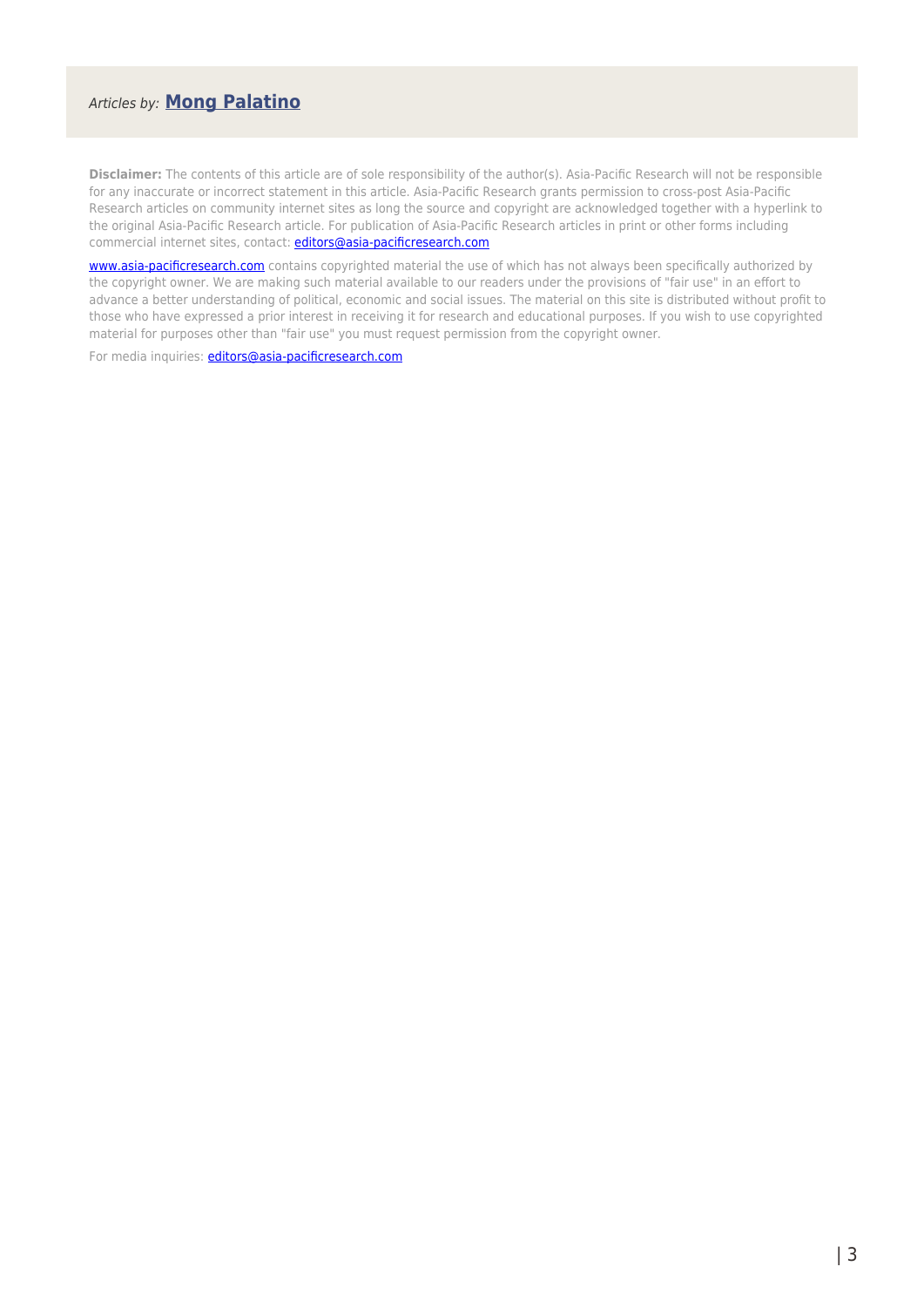*Articles by:* **Mong Palatino**

**Disclaimer:** The contents of this article are of sole responsibility of the author(s). Asia-Pacific Research will not be responsible for any inaccurate or incorrect statement in this article. Asia-Pacific Research grants permission to cross-post Asia-Pacific Research articles on community internet sites as long the source and copyright are acknowledged together with a hyperlink to the original Asia-Pacific Research article. For publication of Asia-Pacific Research articles in print or other forms including commercial internet sites, contact: editors@asia-pacificresearch.com

www.asia-pacificresearch.com contains copyrighted material the use of which has not always been specifically authorized by the copyright owner. We are making such material available to our readers under the provisions of "fair use" in an effort to advance a better understanding of political, economic and social issues. The material on this site is distributed without profit to those who have expressed a prior interest in receiving it for research and educational purposes. If you wish to use copyrighted material for purposes other than "fair use" you must request permission from the copyright owner.

For media inquiries: editors@asia-pacificresearch.com